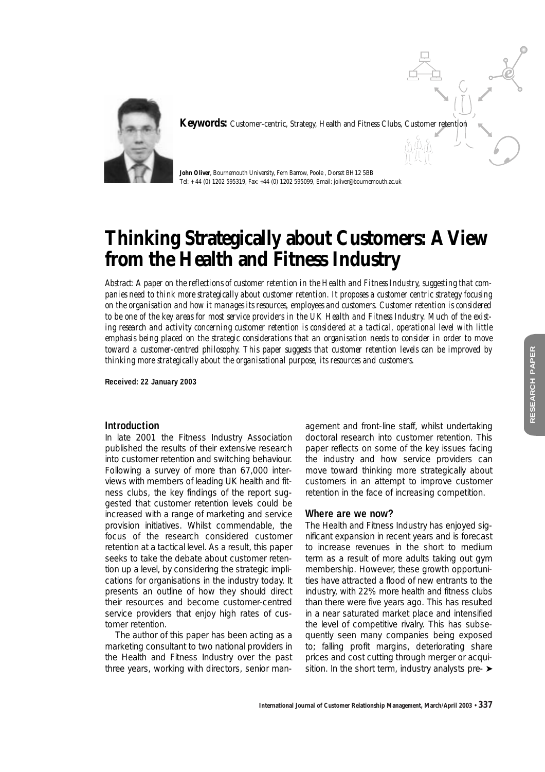**Keywords:** Customer-centric, Strategy, Health and Fitness Clubs, Customer retention

**John Oliver**, Bournemouth University, Fern Barrow, Poole , Dorset BH12 5BB
Tel: + 44 (0) 1202 595319, Fax: +44 (0) 1202 595099, Email: joliver@bournemouth.ac.uk

# Thinking Strategically about Customers: A View from the Health and Fitness Industry

*Abstract: A paper on the reflections of customer retention in the Health and Fitness Industry, suggesting that companies need to think more strategically about customer retention. It proposes a customer centric strategy focusing on the organisation and how it manages its resources, employees and customers. Customer retention is considered to be one of the key areas for most service providers in the UK Health and Fitness Industry. Much of the existing research and activity concerning customer retention is considered at a tactical, operational level with little emphasis being placed on the strategic considerations that an organisation needs to consider in order to move toward a customer-centred philosophy. This paper suggests that customer retention levels can be improved by thinking more strategically about the organisational purpose, its resources and customers.*

**Received: 22 January 2003**

## Introduction

In late 2001 the Fitness Industry Association published the results of their extensive research into customer retention and switching behaviour. Following a survey of more than 67,000 interviews with members of leading UK health and fitness clubs, the key findings of the report suggested that customer retention levels could be increased with a range of marketing and service provision initiatives. Whilst commendable, the focus of the research considered customer retention at a tactical level. As a result, this paper seeks to take the debate about customer retention up a level, by considering the strategic implications for organisations in the industry today. It presents an outline of how they should direct their resources and become customer-centred service providers that enjoy high rates of customer retention.

The author of this paper has been acting as a marketing consultant to two national providers in the Health and Fitness Industry over the past three years, working with directors, senior management and front-line staff, whilst undertaking doctoral research into customer retention. This paper reflects on some of the key issues facing the industry and how service providers can move toward thinking more strategically about customers in an attempt to improve customer retention in the face of increasing competition.

## Where are we now?

The Health and Fitness Industry has enjoyed significant expansion in recent years and is forecast to increase revenues in the short to medium term as a result of more adults taking out gym membership. However, these growth opportunities have attracted a flood of new entrants to the industry, with 22% more health and fitness clubs than there were five years ago. This has resulted in a near saturated market place and intensified the level of competitive rivalry. This has subsequently seen many companies being exposed to; falling profit margins, deteriorating share prices and cost cutting through merger or acquisition. In the short term, industry analysts pre-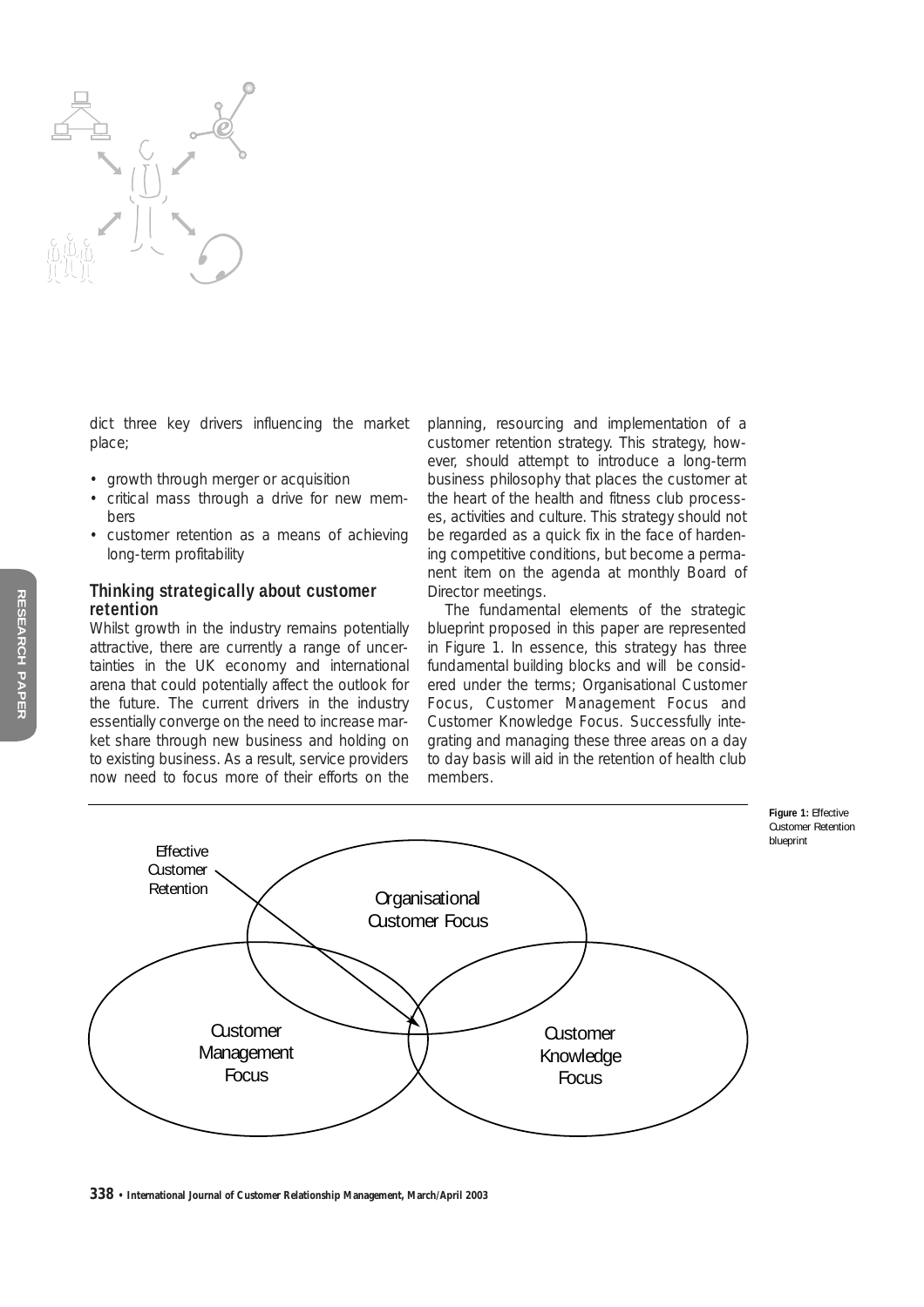dict three key drivers influencing the market place;

- growth through merger or acquisition
- critical mass through a drive for new members
- customer retention as a means of achieving long-term profitability

### Thinking strategically about customer retention

Whilst growth in the industry remains potentially attractive, there are currently a range of uncertainties in the UK economy and international arena that could potentially affect the outlook for the future. The current drivers in the industry essentially converge on the need to increase market share through new business and holding on to existing business. As a result, service providers now need to focus more of their efforts on the planning, resourcing and implementation of a customer retention strategy. This strategy, however, should attempt to introduce a long-term business philosophy that places the customer at the heart of the health and fitness club processes, activities and culture. This strategy should not be regarded as a quick fix in the face of hardening competitive conditions, but become a permanent item on the agenda at monthly Board of Director meetings.

The fundamental elements of the strategic blueprint proposed in this paper are represented in Figure 1. In essence, this strategy has three fundamental building blocks and will be considered under the terms; Organisational Customer Focus, Customer Management Focus and Customer Knowledge Focus. Successfully integrating and managing these three areas on a day to day basis will aid in the retention of health club members.

Effective Customer Retention

Organisational Customer Focus

Customer Management Focus

Customer Knowledge Focus

**Figure 1:** Effective Customer Retention blueprint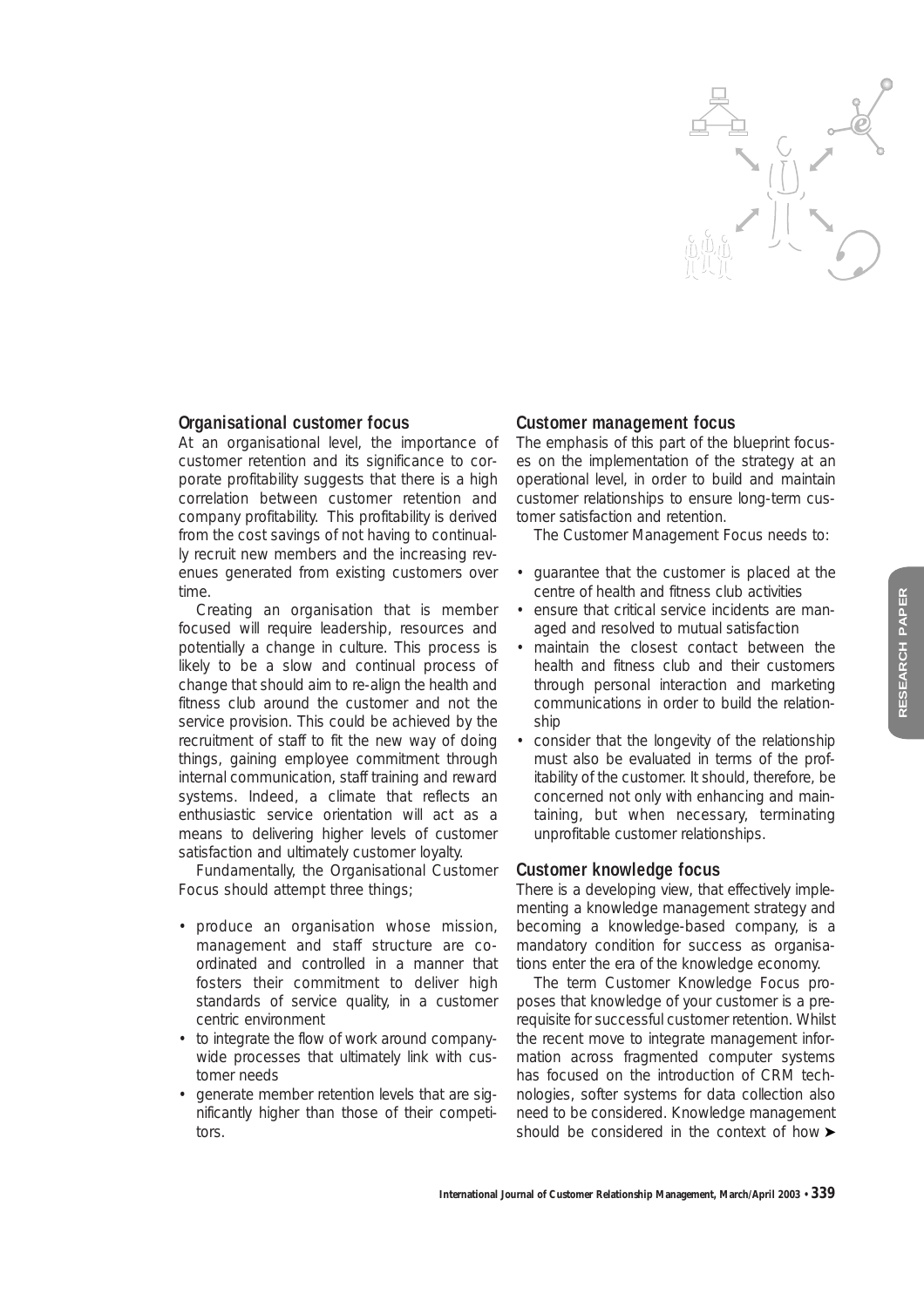### Organisational customer focus

At an organisational level, the importance of customer retention and its significance to corporate profitability suggests that there is a high correlation between customer retention and company profitability. This profitability is derived from the cost savings of not having to continually recruit new members and the increasing revenues generated from existing customers over time.

Creating an organisation that is member focused will require leadership, resources and potentially a change in culture. This process is likely to be a slow and continual process of change that should aim to re-align the health and fitness club around the customer and not the service provision. This could be achieved by the recruitment of staff to fit the new way of doing things, gaining employee commitment through internal communication, staff training and reward systems. Indeed, a climate that reflects an enthusiastic service orientation will act as a means to delivering higher levels of customer satisfaction and ultimately customer loyalty.

Fundamentally, the Organisational Customer Focus should attempt three things;

- produce an organisation whose mission, management and staff structure are co-ordinated and controlled in a manner that fosters their commitment to deliver high standards of service quality, in a customer centric environment
- to integrate the flow of work around company-wide processes that ultimately link with customer needs
- generate member retention levels that are significantly higher than those of their competitors.

### Customer management focus

The emphasis of this part of the blueprint focuses on the implementation of the strategy at an operational level, in order to build and maintain customer relationships to ensure long-term customer satisfaction and retention.

The Customer Management Focus needs to:

- guarantee that the customer is placed at the centre of health and fitness club activities
- ensure that critical service incidents are managed and resolved to mutual satisfaction
- maintain the closest contact between the health and fitness club and their customers through personal interaction and marketing communications in order to build the relationship
- consider that the longevity of the relationship must also be evaluated in terms of the profitability of the customer. It should, therefore, be concerned not only with enhancing and maintaining, but when necessary, terminating unprofitable customer relationships.

### Customer knowledge focus

There is a developing view, that effectively implementing a knowledge management strategy and becoming a knowledge-based company, is a mandatory condition for success as organisations enter the era of the knowledge economy.

The term Customer Knowledge Focus proposes that knowledge of your customer is a prerequisite for successful customer retention. Whilst the recent move to integrate management information across fragmented computer systems has focused on the introduction of CRM technologies, softer systems for data collection also need to be considered. Knowledge management should be considered in the context of how ➤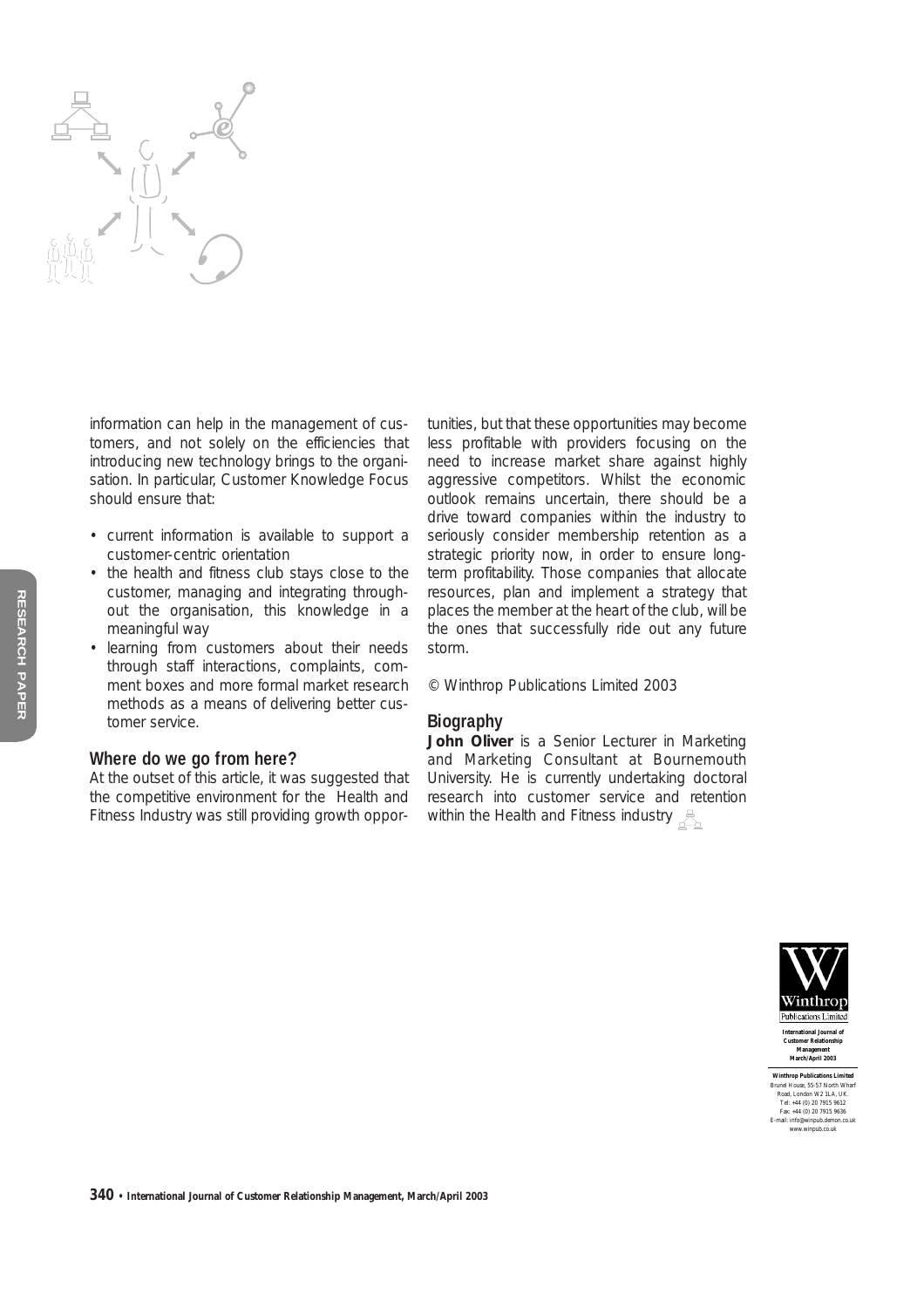information can help in the management of customers, and not solely on the efficiencies that introducing new technology brings to the organisation. In particular, Customer Knowledge Focus should ensure that:

- current information is available to support a customer-centric orientation
- the health and fitness club stays close to the customer, managing and integrating throughout the organisation, this knowledge in a meaningful way
- learning from customers about their needs through staff interactions, complaints, comment boxes and more formal market research methods as a means of delivering better customer service.

## Where do we go from here?

At the outset of this article, it was suggested that the competitive environment for the Health and Fitness Industry was still providing growth opportunities, but that these opportunities may become less profitable with providers focusing on the need to increase market share against highly aggressive competitors. Whilst the economic outlook remains uncertain, there should be a drive toward companies within the industry to seriously consider membership retention as a strategic priority now, in order to ensure long-term profitability. Those companies that allocate resources, plan and implement a strategy that places the member at the heart of the club, will be the ones that successfully ride out any future storm.

© Winthrop Publications Limited 2003

## Biography

**John Oliver** is a Senior Lecturer in Marketing and Marketing Consultant at Bournemouth University. He is currently undertaking doctoral research into customer service and retention within the Health and Fitness industry

Winthrop Publications Limited

International Journal of Customer Relationship Management March/April 2003

Winthrop Publications Limited
Brunel House, 55-57 North Wharf Road, London W2 1LA, UK.
Tel: +44 (0) 20 7915 9612
Fax: +44 (0) 20 7915 9636
E-mail: info@winpub.demon.co.uk
www.winpub.co.uk